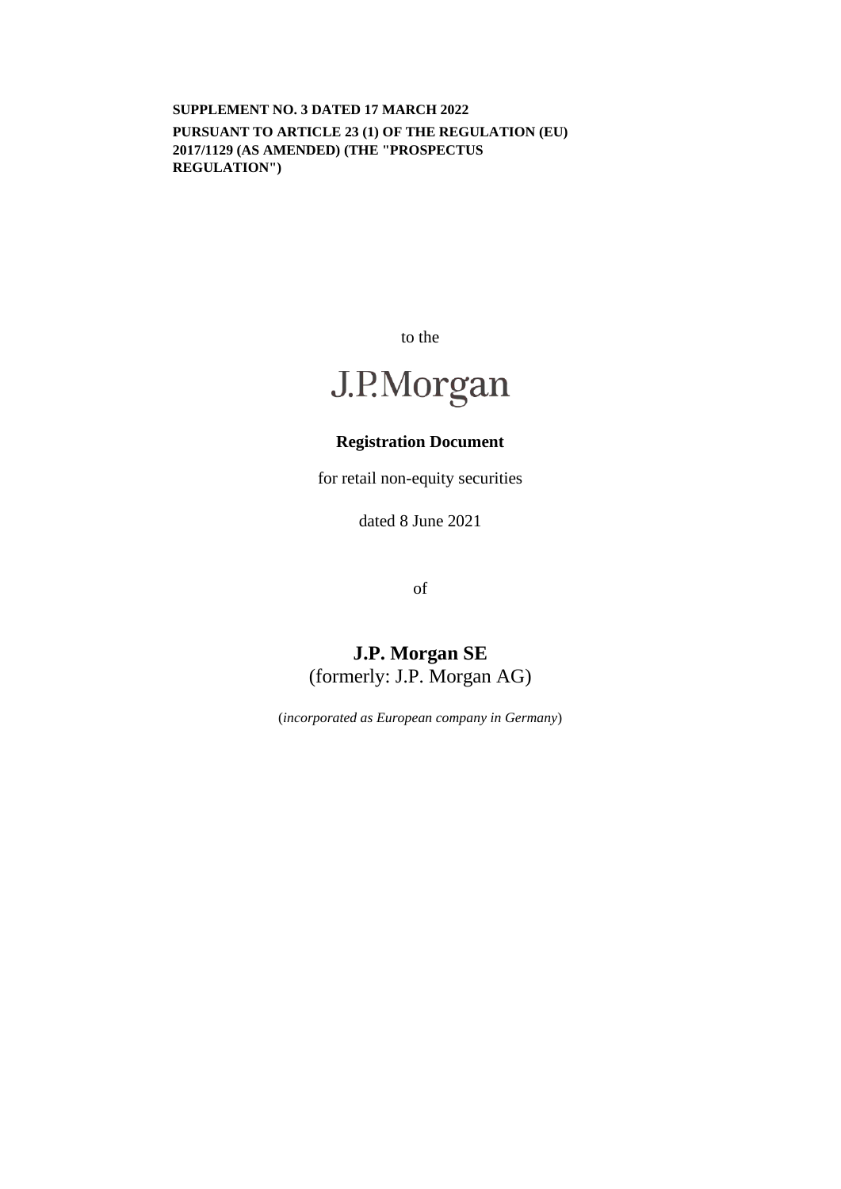**SUPPLEMENT NO. 3 DATED 17 MARCH 2022**

**PURSUANT TO ARTICLE 23 (1) OF THE REGULATION (EU) 2017/1129 (AS AMENDED) (THE "PROSPECTUS REGULATION")**

to the

J.P.Morgan

**Registration Document**

for retail non-equity securities

dated 8 June 2021

of

# J.P. Morgan SE

(formerly: J.P. Morgan AG)

(*incorporated as European company in Germany*)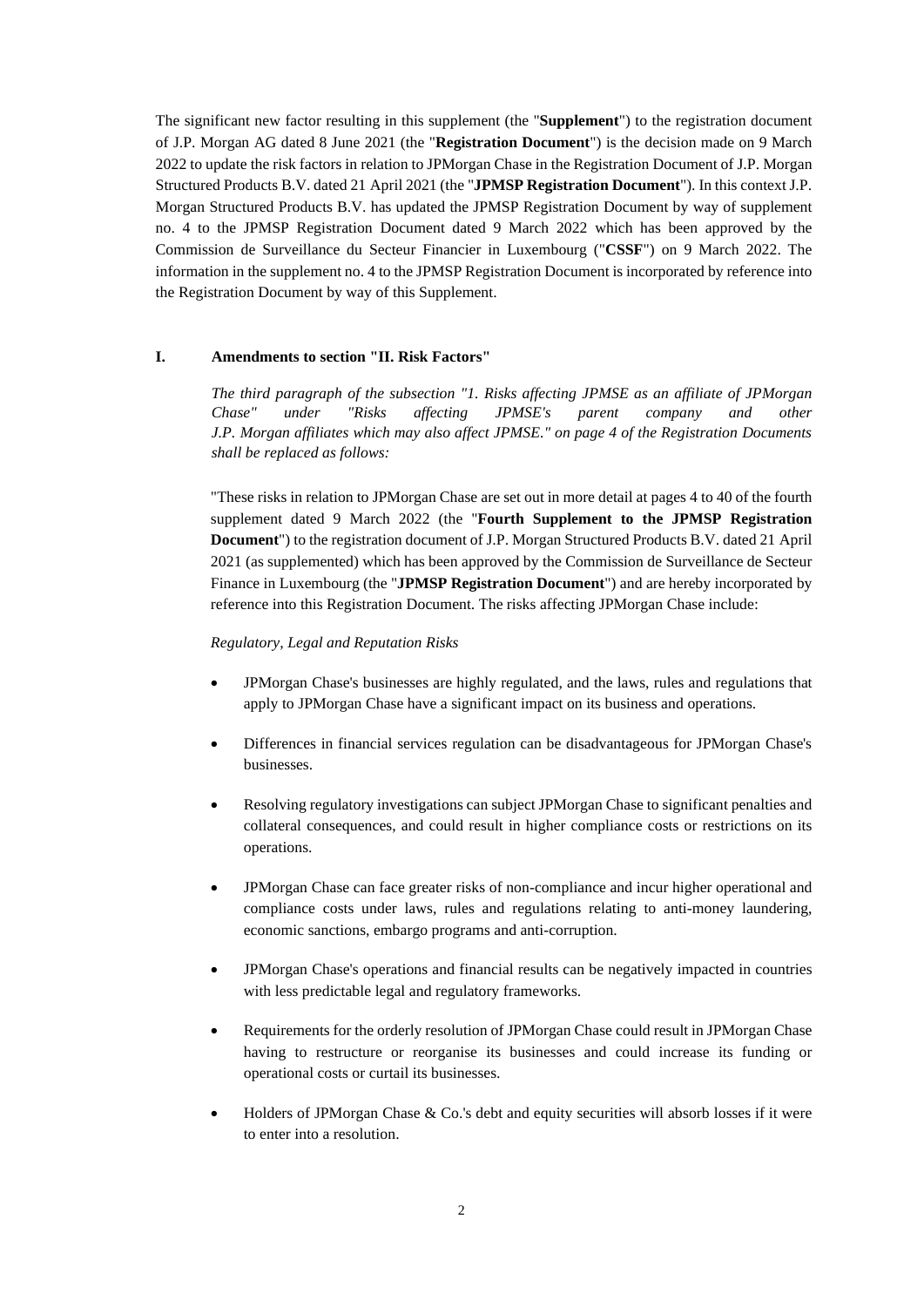The significant new factor resulting in this supplement (the "**Supplement**") to the registration document of J.P. Morgan AG dated 8 June 2021 (the "**Registration Document**") is the decision made on 9 March 2022 to update the risk factors in relation to JPMorgan Chase in the Registration Document of J.P. Morgan Structured Products B.V. dated 21 April 2021 (the "**JPMSP Registration Document**"). In this context J.P. Morgan Structured Products B.V. has updated the JPMSP Registration Document by way of supplement no. 4 to the JPMSP Registration Document dated 9 March 2022 which has been approved by the Commission de Surveillance du Secteur Financier in Luxembourg ("**CSSF**") on 9 March 2022. The information in the supplement no. 4 to the JPMSP Registration Document is incorporated by reference into the Registration Document by way of this Supplement.

## I. Amendments to section "II. Risk Factors"

*The third paragraph of the subsection "1. Risks affecting JPMSE as an affiliate of JPMorgan Chase" under "Risks affecting JPMSE's parent company and other J.P. Morgan affiliates which may also affect JPMSE." on page 4 of the Registration Documents shall be replaced as follows:*

"These risks in relation to JPMorgan Chase are set out in more detail at pages 4 to 40 of the fourth supplement dated 9 March 2022 (the "**Fourth Supplement to the JPMSP Registration Document**") to the registration document of J.P. Morgan Structured Products B.V. dated 21 April 2021 (as supplemented) which has been approved by the Commission de Surveillance de Secteur Finance in Luxembourg (the "**JPMSP Registration Document**") and are hereby incorporated by reference into this Registration Document. The risks affecting JPMorgan Chase include:

*Regulatory, Legal and Reputation Risks*

- JPMorgan Chase's businesses are highly regulated, and the laws, rules and regulations that apply to JPMorgan Chase have a significant impact on its business and operations.
- Differences in financial services regulation can be disadvantageous for JPMorgan Chase's businesses.
- Resolving regulatory investigations can subject JPMorgan Chase to significant penalties and collateral consequences, and could result in higher compliance costs or restrictions on its operations.
- JPMorgan Chase can face greater risks of non-compliance and incur higher operational and compliance costs under laws, rules and regulations relating to anti-money laundering, economic sanctions, embargo programs and anti-corruption.
- JPMorgan Chase's operations and financial results can be negatively impacted in countries with less predictable legal and regulatory frameworks.
- Requirements for the orderly resolution of JPMorgan Chase could result in JPMorgan Chase having to restructure or reorganise its businesses and could increase its funding or operational costs or curtail its businesses.
- Holders of JPMorgan Chase & Co.'s debt and equity securities will absorb losses if it were to enter into a resolution.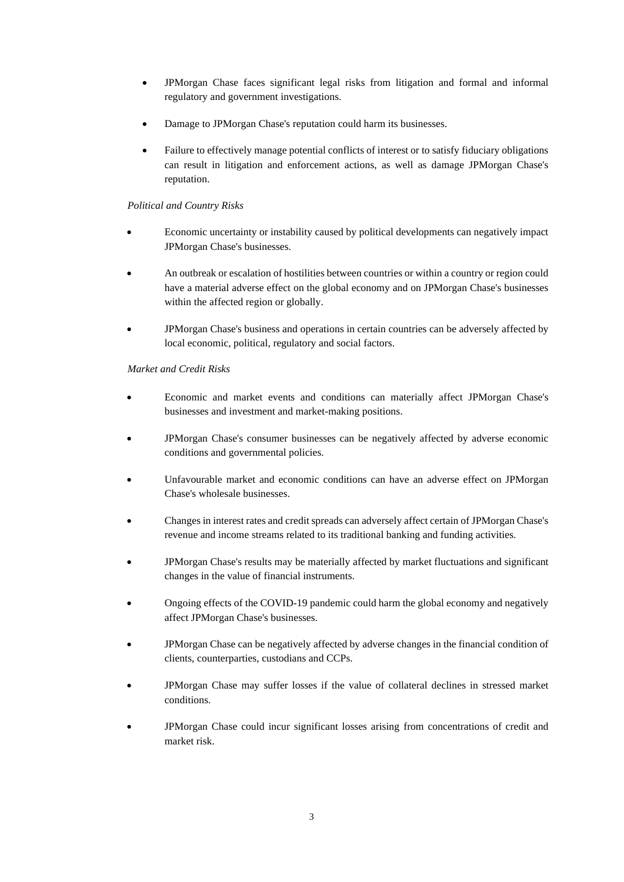- JPMorgan Chase faces significant legal risks from litigation and formal and informal regulatory and government investigations.
- Damage to JPMorgan Chase's reputation could harm its businesses.
- Failure to effectively manage potential conflicts of interest or to satisfy fiduciary obligations can result in litigation and enforcement actions, as well as damage JPMorgan Chase's reputation.

*Political and Country Risks*

- Economic uncertainty or instability caused by political developments can negatively impact JPMorgan Chase's businesses.
- An outbreak or escalation of hostilities between countries or within a country or region could have a material adverse effect on the global economy and on JPMorgan Chase's businesses within the affected region or globally.
- JPMorgan Chase's business and operations in certain countries can be adversely affected by local economic, political, regulatory and social factors.

*Market and Credit Risks*

- Economic and market events and conditions can materially affect JPMorgan Chase's businesses and investment and market-making positions.
- JPMorgan Chase's consumer businesses can be negatively affected by adverse economic conditions and governmental policies.
- Unfavourable market and economic conditions can have an adverse effect on JPMorgan Chase's wholesale businesses.
- Changes in interest rates and credit spreads can adversely affect certain of JPMorgan Chase's revenue and income streams related to its traditional banking and funding activities.
- JPMorgan Chase's results may be materially affected by market fluctuations and significant changes in the value of financial instruments.
- Ongoing effects of the COVID-19 pandemic could harm the global economy and negatively affect JPMorgan Chase's businesses.
- JPMorgan Chase can be negatively affected by adverse changes in the financial condition of clients, counterparties, custodians and CCPs.
- JPMorgan Chase may suffer losses if the value of collateral declines in stressed market conditions.
- JPMorgan Chase could incur significant losses arising from concentrations of credit and market risk.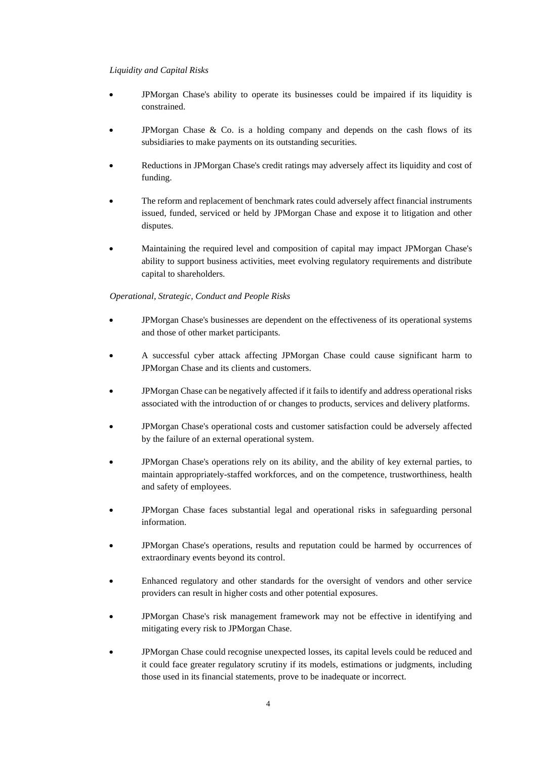*Liquidity and Capital Risks*

- JPMorgan Chase's ability to operate its businesses could be impaired if its liquidity is constrained.

- JPMorgan Chase & Co. is a holding company and depends on the cash flows of its subsidiaries to make payments on its outstanding securities.

- Reductions in JPMorgan Chase's credit ratings may adversely affect its liquidity and cost of funding.

- The reform and replacement of benchmark rates could adversely affect financial instruments issued, funded, serviced or held by JPMorgan Chase and expose it to litigation and other disputes.

- Maintaining the required level and composition of capital may impact JPMorgan Chase's ability to support business activities, meet evolving regulatory requirements and distribute capital to shareholders.

*Operational, Strategic, Conduct and People Risks*

- JPMorgan Chase's businesses are dependent on the effectiveness of its operational systems and those of other market participants.

- A successful cyber attack affecting JPMorgan Chase could cause significant harm to JPMorgan Chase and its clients and customers.

- JPMorgan Chase can be negatively affected if it fails to identify and address operational risks associated with the introduction of or changes to products, services and delivery platforms.

- JPMorgan Chase's operational costs and customer satisfaction could be adversely affected by the failure of an external operational system.

- JPMorgan Chase's operations rely on its ability, and the ability of key external parties, to maintain appropriately-staffed workforces, and on the competence, trustworthiness, health and safety of employees.

- JPMorgan Chase faces substantial legal and operational risks in safeguarding personal information.

- JPMorgan Chase's operations, results and reputation could be harmed by occurrences of extraordinary events beyond its control.

- Enhanced regulatory and other standards for the oversight of vendors and other service providers can result in higher costs and other potential exposures.

- JPMorgan Chase's risk management framework may not be effective in identifying and mitigating every risk to JPMorgan Chase.

- JPMorgan Chase could recognise unexpected losses, its capital levels could be reduced and it could face greater regulatory scrutiny if its models, estimations or judgments, including those used in its financial statements, prove to be inadequate or incorrect.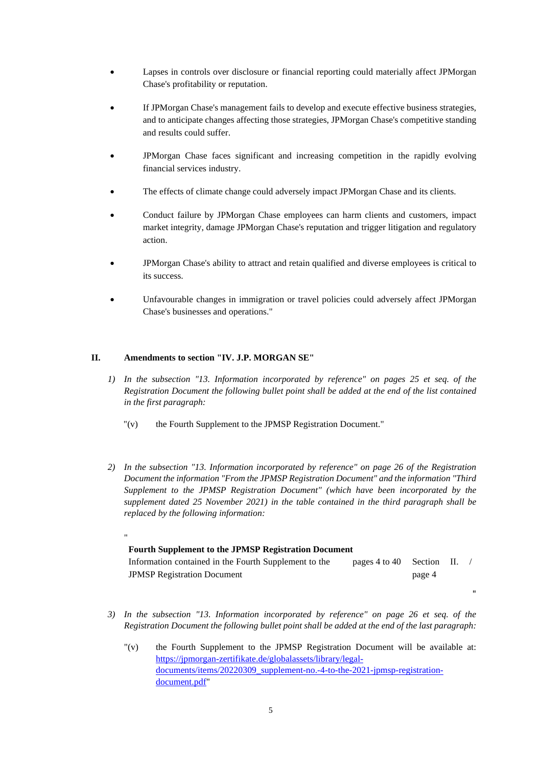- Lapses in controls over disclosure or financial reporting could materially affect JPMorgan Chase's profitability or reputation.

- If JPMorgan Chase's management fails to develop and execute effective business strategies, and to anticipate changes affecting those strategies, JPMorgan Chase's competitive standing and results could suffer.

- JPMorgan Chase faces significant and increasing competition in the rapidly evolving financial services industry.

- The effects of climate change could adversely impact JPMorgan Chase and its clients.

- Conduct failure by JPMorgan Chase employees can harm clients and customers, impact market integrity, damage JPMorgan Chase's reputation and trigger litigation and regulatory action.

- JPMorgan Chase's ability to attract and retain qualified and diverse employees is critical to its success.

- Unfavourable changes in immigration or travel policies could adversely affect JPMorgan Chase's businesses and operations."

## II. Amendments to section "IV. J.P. MORGAN SE"

1) *In the subsection "13. Information incorporated by reference" on pages 25 et seq. of the Registration Document the following bullet point shall be added at the end of the list contained in the first paragraph:*

   "(v) the Fourth Supplement to the JPMSP Registration Document."

2) *In the subsection "13. Information incorporated by reference" on page 26 of the Registration Document the information "From the JPMSP Registration Document" and the information "Third Supplement to the JPMSP Registration Document" (which have been incorporated by the supplement dated 25 November 2021) in the table contained in the third paragraph shall be replaced by the following information:*

"

| **Fourth Supplement to the JPMSP Registration Document** | | |
|---|---|---|
| Information contained in the Fourth Supplement to the JPMSP Registration Document | pages 4 to 40 | Section II. / page 4 |

"

3) *In the subsection "13. Information incorporated by reference" on page 26 et seq. of the Registration Document the following bullet point shall be added at the end of the last paragraph:*

   "(v) the Fourth Supplement to the JPMSP Registration Document will be available at: [https://jpmorgan-zertifikate.de/globalassets/library/legal-documents/items/20220309_supplement-no.-4-to-the-2021-jpmsp-registration-document.pdf](https://jpmorgan-zertifikate.de/globalassets/library/legal-documents/items/20220309_supplement-no.-4-to-the-2021-jpmsp-registration-document.pdf)"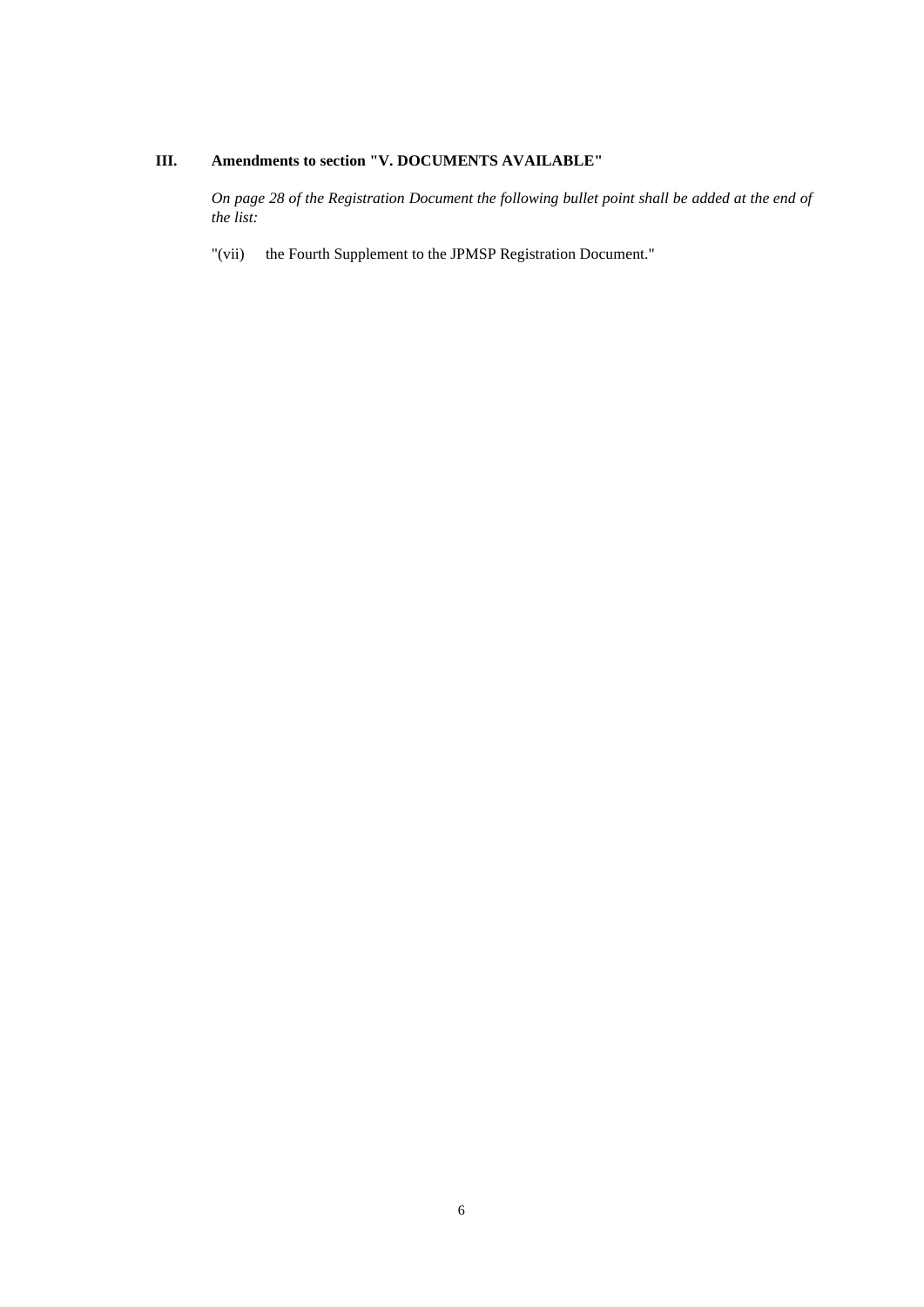## III. Amendments to section "V. DOCUMENTS AVAILABLE"

*On page 28 of the Registration Document the following bullet point shall be added at the end of the list:*

"(vii) the Fourth Supplement to the JPMSP Registration Document."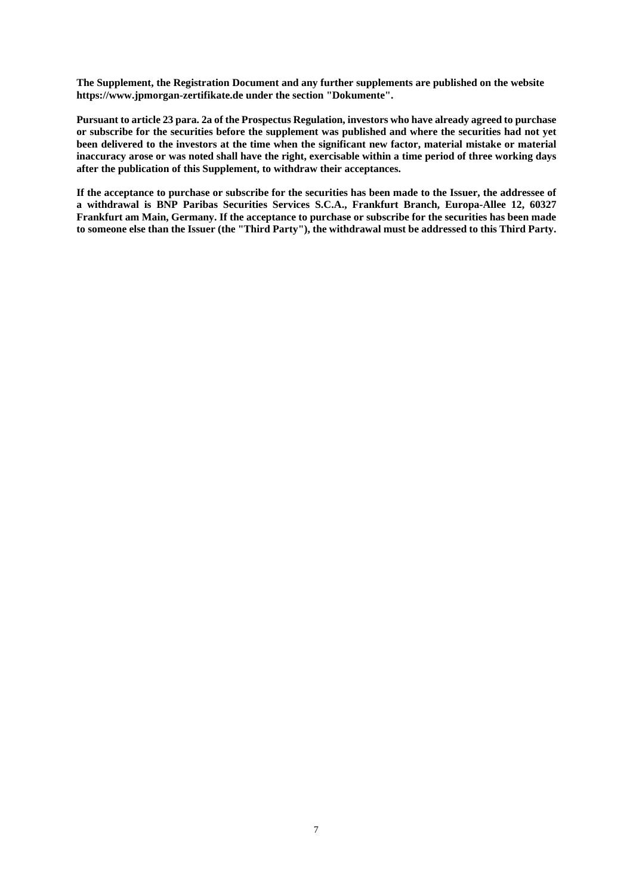**The Supplement, the Registration Document and any further supplements are published on the website https://www.jpmorgan-zertifikate.de under the section "Dokumente".**

**Pursuant to article 23 para. 2a of the Prospectus Regulation, investors who have already agreed to purchase or subscribe for the securities before the supplement was published and where the securities had not yet been delivered to the investors at the time when the significant new factor, material mistake or material inaccuracy arose or was noted shall have the right, exercisable within a time period of three working days after the publication of this Supplement, to withdraw their acceptances.**

**If the acceptance to purchase or subscribe for the securities has been made to the Issuer, the addressee of a withdrawal is BNP Paribas Securities Services S.C.A., Frankfurt Branch, Europa-Allee 12, 60327 Frankfurt am Main, Germany. If the acceptance to purchase or subscribe for the securities has been made to someone else than the Issuer (the "Third Party"), the withdrawal must be addressed to this Third Party.**